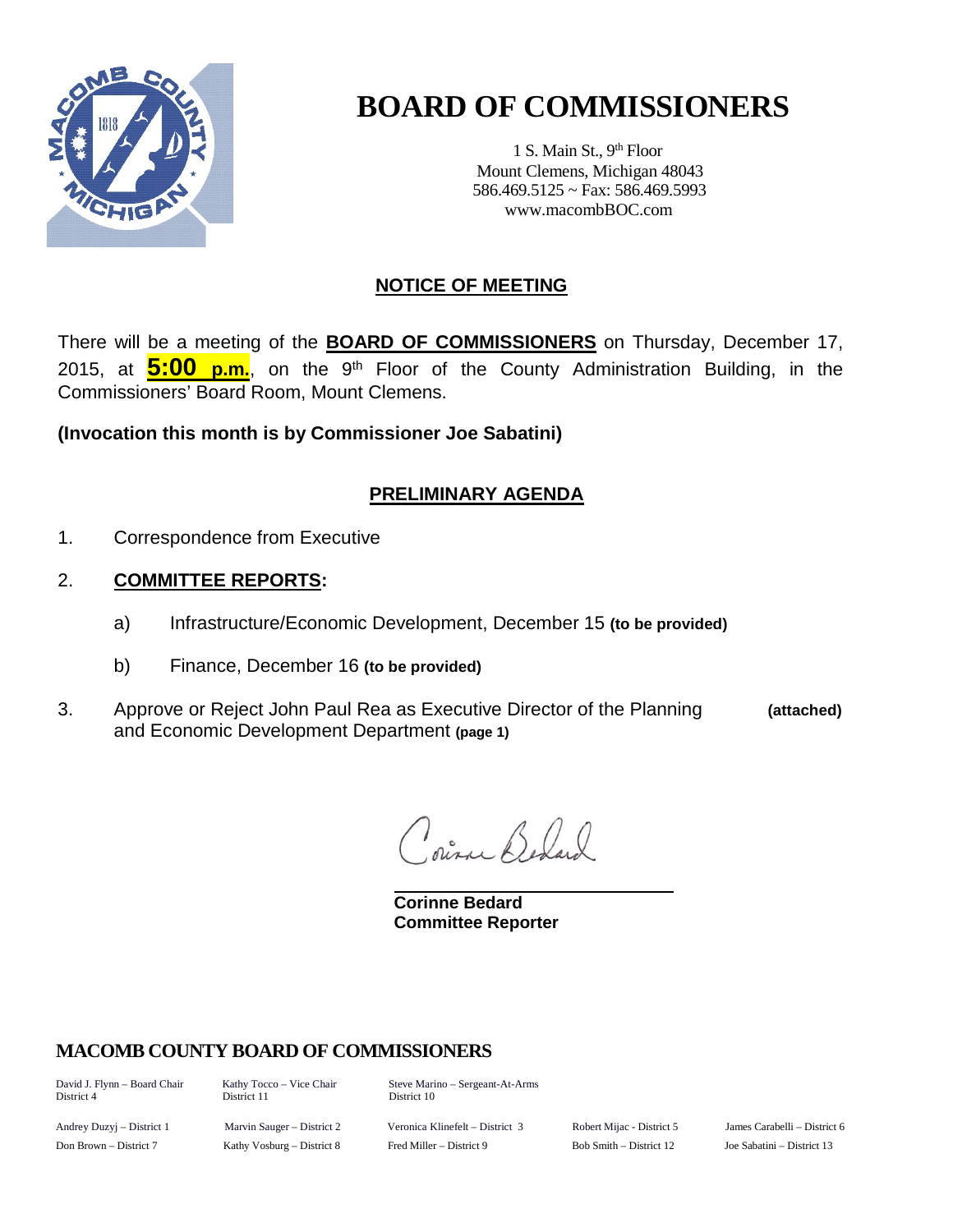# BOARD OF COMMISSIONERS

1 S. Main St., 9th Floor
Mount Clemens, Michigan 48043
586.469.5125 ~ Fax: 586.469.5993
www.macombBOC.com

## NOTICE OF MEETING

There will be a meeting of the **BOARD OF COMMISSIONERS** on Thursday, December 17, 2015, at **5:00 p.m.**, on the 9th Floor of the County Administration Building, in the Commissioners' Board Room, Mount Clemens.

**(Invocation this month is by Commissioner Joe Sabatini)**

## PRELIMINARY AGENDA

1. Correspondence from Executive

2. **COMMITTEE REPORTS:**

   a) Infrastructure/Economic Development, December 15 **(to be provided)**

   b) Finance, December 16 **(to be provided)**

3. Approve or Reject John Paul Rea as Executive Director of the Planning and Economic Development Department **(page 1)** **(attached)**

Corinne Bedard

**Corinne Bedard**
**Committee Reporter**

### MACOMB COUNTY BOARD OF COMMISSIONERS

David J. Flynn – Board Chair, District 4
Kathy Tocco – Vice Chair, District 11
Steve Marino – Sergeant-At-Arms, District 10

Andrey Duzyj – District 1
Marvin Sauger – District 2
Veronica Klinefelt – District 3
Robert Mijac - District 5
James Carabelli – District 6
Don Brown – District 7
Kathy Vosburg – District 8
Fred Miller – District 9
Bob Smith – District 12
Joe Sabatini – District 13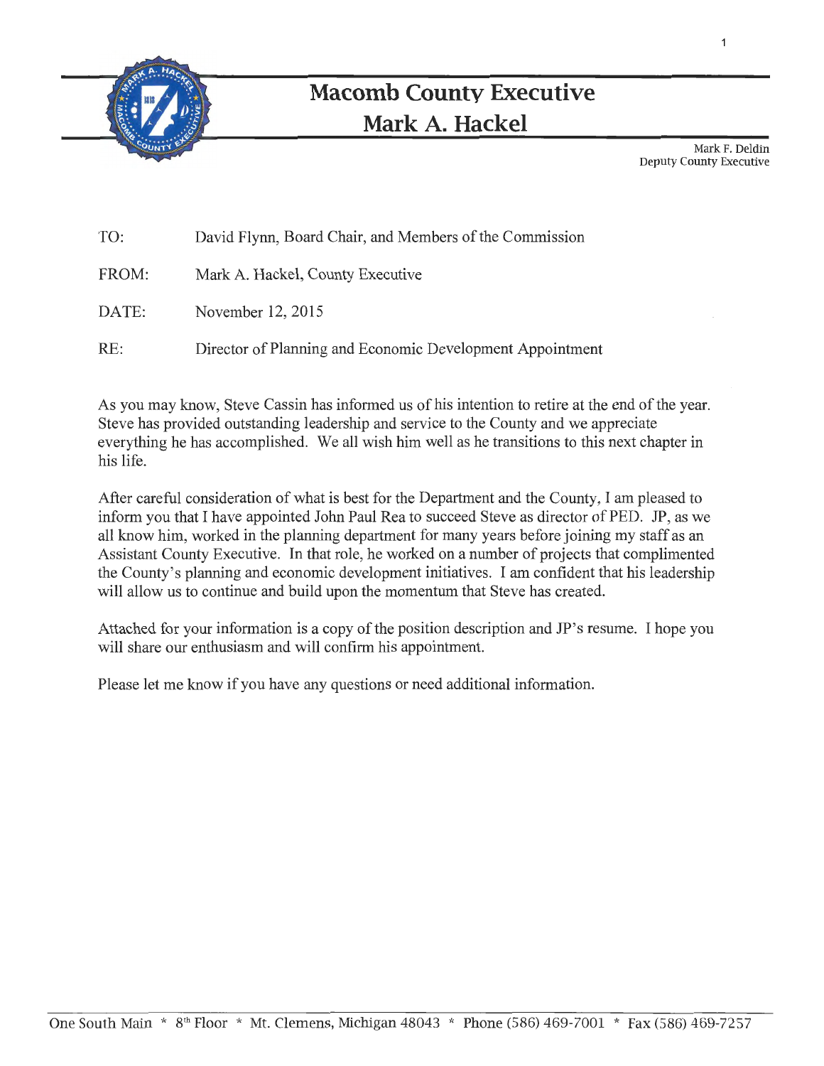# Macomb County Executive
# Mark A. Hackel

Mark F. Deldin
Deputy County Executive

TO: David Flynn, Board Chair, and Members of the Commission

FROM: Mark A. Hackel, County Executive

DATE: November 12, 2015

RE: Director of Planning and Economic Development Appointment

As you may know, Steve Cassin has informed us of his intention to retire at the end of the year. Steve has provided outstanding leadership and service to the County and we appreciate everything he has accomplished. We all wish him well as he transitions to this next chapter in his life.

After careful consideration of what is best for the Department and the County, I am pleased to inform you that I have appointed John Paul Rea to succeed Steve as director of PED. JP, as we all know him, worked in the planning department for many years before joining my staff as an Assistant County Executive. In that role, he worked on a number of projects that complimented the County's planning and economic development initiatives. I am confident that his leadership will allow us to continue and build upon the momentum that Steve has created.

Attached for your information is a copy of the position description and JP's resume. I hope you will share our enthusiasm and will confirm his appointment.

Please let me know if you have any questions or need additional information.

One South Main * 8th Floor * Mt. Clemens, Michigan 48043 * Phone (586) 469-7001 * Fax (586) 469-7257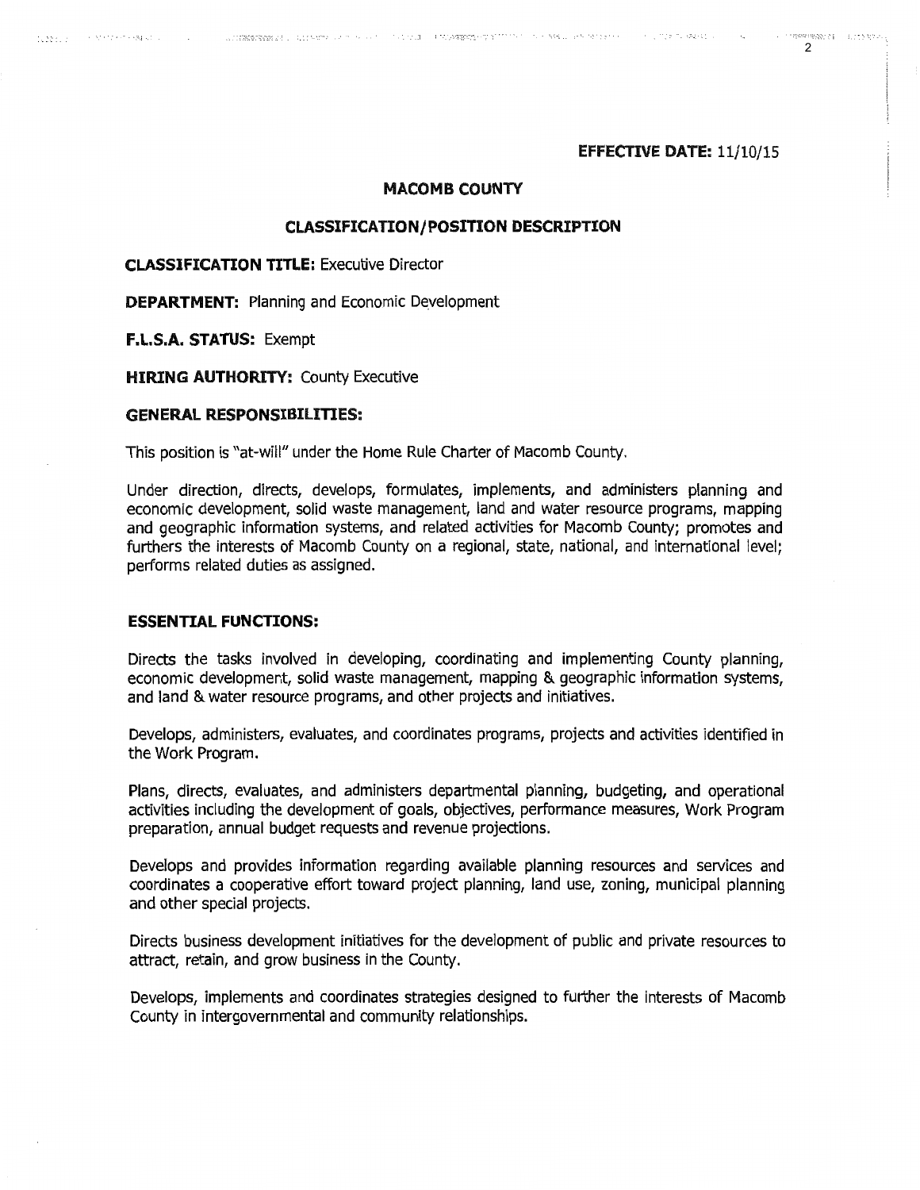**EFFECTIVE DATE:** 11/10/15

## MACOMB COUNTY

## CLASSIFICATION/POSITION DESCRIPTION

**CLASSIFICATION TITLE:** Executive Director

**DEPARTMENT:** Planning and Economic Development

**F.L.S.A. STATUS:** Exempt

**HIRING AUTHORITY:** County Executive

**GENERAL RESPONSIBILITIES:**

This position is "at-will" under the Home Rule Charter of Macomb County.

Under direction, directs, develops, formulates, implements, and administers planning and economic development, solid waste management, land and water resource programs, mapping and geographic information systems, and related activities for Macomb County; promotes and furthers the interests of Macomb County on a regional, state, national, and international level; performs related duties as assigned.

**ESSENTIAL FUNCTIONS:**

Directs the tasks involved in developing, coordinating and implementing County planning, economic development, solid waste management, mapping & geographic information systems, and land & water resource programs, and other projects and initiatives.

Develops, administers, evaluates, and coordinates programs, projects and activities identified in the Work Program.

Plans, directs, evaluates, and administers departmental planning, budgeting, and operational activities including the development of goals, objectives, performance measures, Work Program preparation, annual budget requests and revenue projections.

Develops and provides information regarding available planning resources and services and coordinates a cooperative effort toward project planning, land use, zoning, municipal planning and other special projects.

Directs business development initiatives for the development of public and private resources to attract, retain, and grow business in the County.

Develops, implements and coordinates strategies designed to further the interests of Macomb County in intergovernmental and community relationships.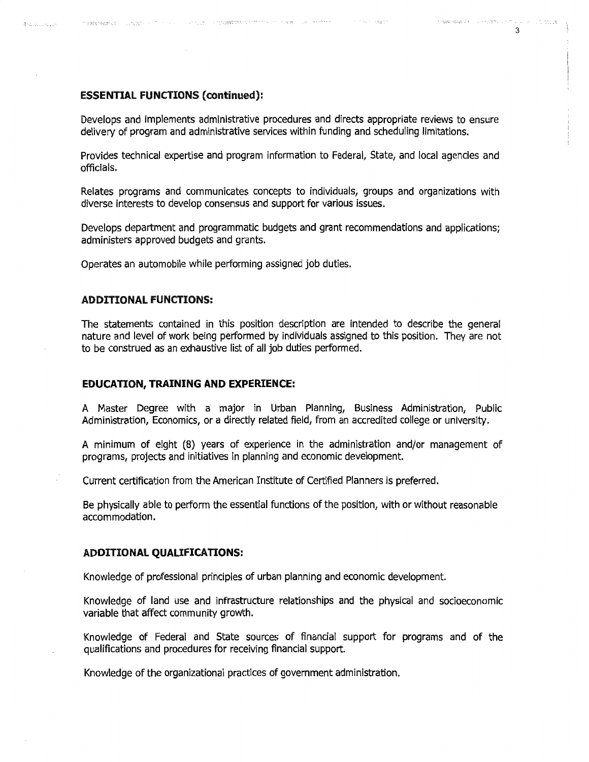**ESSENTIAL FUNCTIONS (continued):**

Develops and implements administrative procedures and directs appropriate reviews to ensure delivery of program and administrative services within funding and scheduling limitations.

Provides technical expertise and program information to Federal, State, and local agencies and officials.

Relates programs and communicates concepts to individuals, groups and organizations with diverse interests to develop consensus and support for various issues.

Develops department and programmatic budgets and grant recommendations and applications; administers approved budgets and grants.

Operates an automobile while performing assigned job duties.

**ADDITIONAL FUNCTIONS:**

The statements contained in this position description are intended to describe the general nature and level of work being performed by individuals assigned to this position. They are not to be construed as an exhaustive list of all job duties performed.

**EDUCATION, TRAINING AND EXPERIENCE:**

A Master Degree with a major in Urban Planning, Business Administration, Public Administration, Economics, or a directly related field, from an accredited college or university.

A minimum of eight (8) years of experience in the administration and/or management of programs, projects and initiatives in planning and economic development.

Current certification from the American Institute of Certified Planners is preferred.

Be physically able to perform the essential functions of the position, with or without reasonable accommodation.

**ADDITIONAL QUALIFICATIONS:**

Knowledge of professional principles of urban planning and economic development.

Knowledge of land use and infrastructure relationships and the physical and socioeconomic variable that affect community growth.

Knowledge of Federal and State sources of financial support for programs and of the qualifications and procedures for receiving financial support.

Knowledge of the organizational practices of government administration.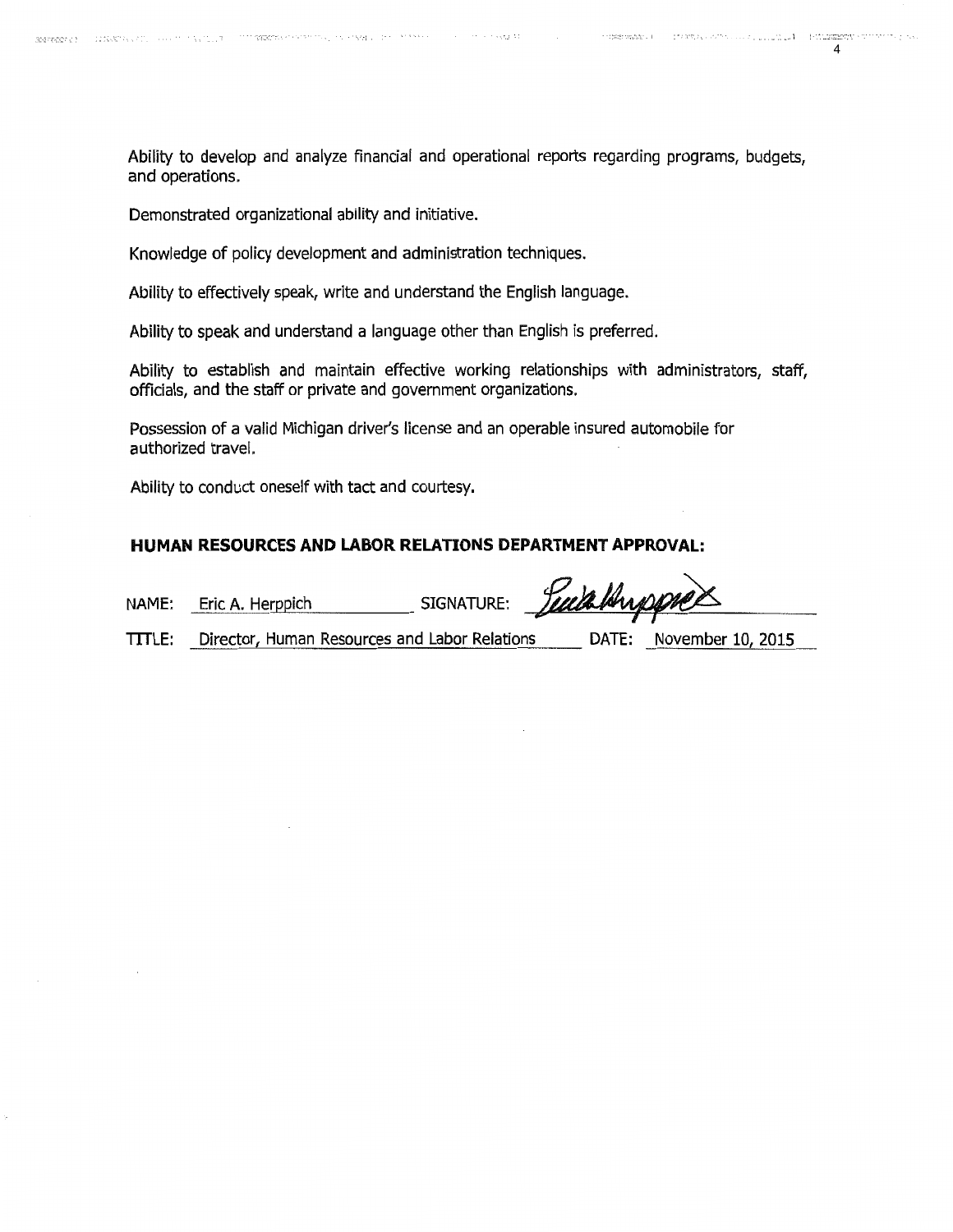Ability to develop and analyze financial and operational reports regarding programs, budgets, and operations.

Demonstrated organizational ability and initiative.

Knowledge of policy development and administration techniques.

Ability to effectively speak, write and understand the English language.

Ability to speak and understand a language other than English is preferred.

Ability to establish and maintain effective working relationships with administrators, staff, officials, and the staff or private and government organizations.

Possession of a valid Michigan driver's license and an operable insured automobile for authorized travel.

Ability to conduct oneself with tact and courtesy.

**HUMAN RESOURCES AND LABOR RELATIONS DEPARTMENT APPROVAL:**

NAME: Eric A. Herppich SIGNATURE: [signature]

TITLE: Director, Human Resources and Labor Relations DATE: November 10, 2015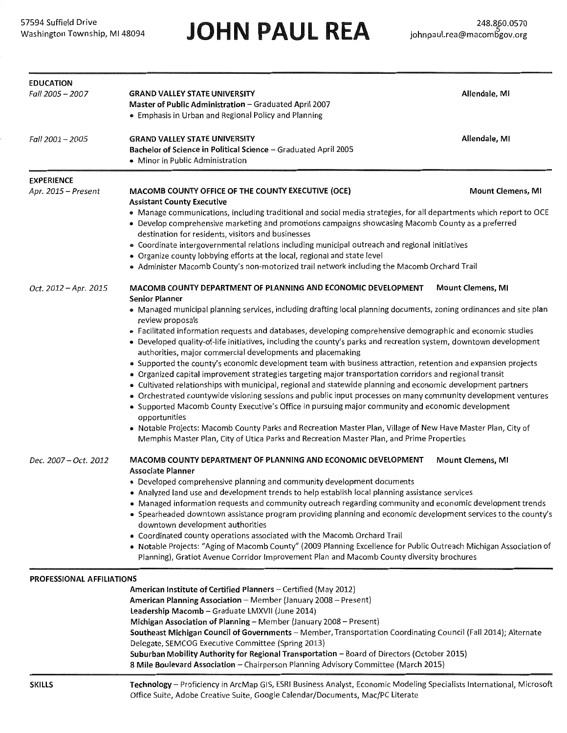57594 Suffield Drive
Washington Township, MI 48094

# JOHN PAUL REA

248.860.0570
johnpaul.rea@macombgov.org

## EDUCATION

*Fall 2005 – 2007*

**GRAND VALLEY STATE UNIVERSITY** — **Allendale, MI**
**Master of Public Administration** – Graduated April 2007
- Emphasis in Urban and Regional Policy and Planning

*Fall 2001 – 2005*

**GRAND VALLEY STATE UNIVERSITY** — **Allendale, MI**
**Bachelor of Science in Political Science** – Graduated April 2005
- Minor in Public Administration

## EXPERIENCE

*Apr. 2015 – Present*

**MACOMB COUNTY OFFICE OF THE COUNTY EXECUTIVE (OCE)** — **Mount Clemens, MI**
**Assistant County Executive**
- Manage communications, including traditional and social media strategies, for all departments which report to OCE
- Develop comprehensive marketing and promotions campaigns showcasing Macomb County as a preferred destination for residents, visitors and businesses
- Coordinate intergovernmental relations including municipal outreach and regional initiatives
- Organize county lobbying efforts at the local, regional and state level
- Administer Macomb County's non-motorized trail network including the Macomb Orchard Trail

*Oct. 2012 – Apr. 2015*

**MACOMB COUNTY DEPARTMENT OF PLANNING AND ECONOMIC DEVELOPMENT** — **Mount Clemens, MI**
**Senior Planner**
- Managed municipal planning services, including drafting local planning documents, zoning ordinances and site plan review proposals
- Facilitated information requests and databases, developing comprehensive demographic and economic studies
- Developed quality-of-life initiatives, including the county's parks and recreation system, downtown development authorities, major commercial developments and placemaking
- Supported the county's economic development team with business attraction, retention and expansion projects
- Organized capital improvement strategies targeting major transportation corridors and regional transit
- Cultivated relationships with municipal, regional and statewide planning and economic development partners
- Orchestrated countywide visioning sessions and public input processes on many community development ventures
- Supported Macomb County Executive's Office in pursuing major community and economic development opportunities
- Notable Projects: Macomb County Parks and Recreation Master Plan, Village of New Have Master Plan, City of Memphis Master Plan, City of Utica Parks and Recreation Master Plan, and Prime Properties

*Dec. 2007 – Oct. 2012*

**MACOMB COUNTY DEPARTMENT OF PLANNING AND ECONOMIC DEVELOPMENT** — **Mount Clemens, MI**
**Associate Planner**
- Developed comprehensive planning and community development documents
- Analyzed land use and development trends to help establish local planning assistance services
- Managed information requests and community outreach regarding community and economic development trends
- Spearheaded downtown assistance program providing planning and economic development services to the county's downtown development authorities
- Coordinated county operations associated with the Macomb Orchard Trail
- Notable Projects: "Aging of Macomb County" (2009 Planning Excellence for Public Outreach Michigan Association of Planning), Gratiot Avenue Corridor Improvement Plan and Macomb County diversity brochures

## PROFESSIONAL AFFILIATIONS

**American Institute of Certified Planners** – Certified (May 2012)
**American Planning Association** – Member (January 2008 – Present)
**Leadership Macomb** – Graduate LMXVII (June 2014)
**Michigan Association of Planning** – Member (January 2008 – Present)
**Southeast Michigan Council of Governments** – Member, Transportation Coordinating Council (Fall 2014); Alternate Delegate, SEMCOG Executive Committee (Spring 2013)
**Suburban Mobility Authority for Regional Transportation** – Board of Directors (October 2015)
**8 Mile Boulevard Association** – Chairperson Planning Advisory Committee (March 2015)

## SKILLS

**Technology** – Proficiency in ArcMap GIS, ESRI Business Analyst, Economic Modeling Specialists International, Microsoft Office Suite, Adobe Creative Suite, Google Calendar/Documents, Mac/PC Literate